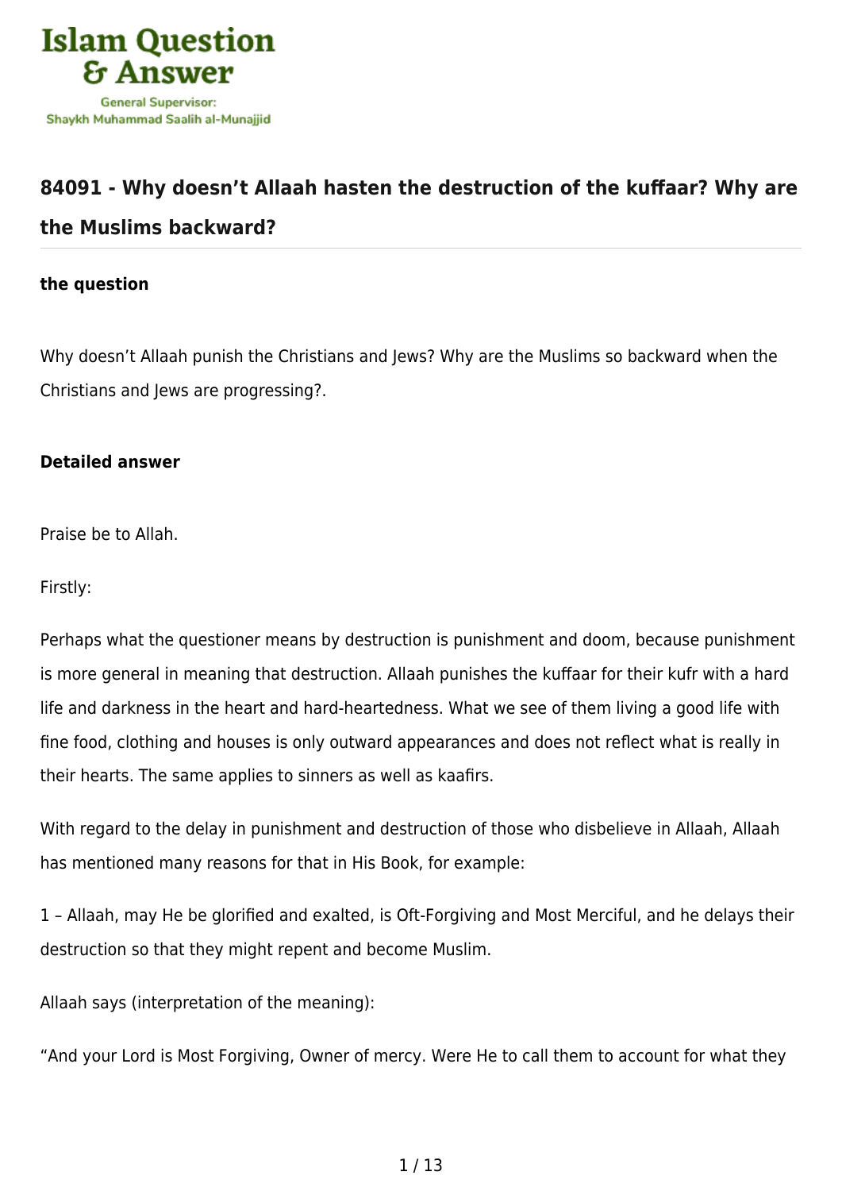# 84091 - Why doesn't Allaah hasten the destruction of the kuffaar? Why are the Muslims backward?

**the question**

Why doesn't Allaah punish the Christians and Jews? Why are the Muslims so backward when the Christians and Jews are progressing?.

**Detailed answer**

Praise be to Allah.

Firstly:

Perhaps what the questioner means by destruction is punishment and doom, because punishment is more general in meaning that destruction. Allaah punishes the kuffaar for their kufr with a hard life and darkness in the heart and hard-heartedness. What we see of them living a good life with fine food, clothing and houses is only outward appearances and does not reflect what is really in their hearts. The same applies to sinners as well as kaafirs.

With regard to the delay in punishment and destruction of those who disbelieve in Allaah, Allaah has mentioned many reasons for that in His Book, for example:

1 – Allaah, may He be glorified and exalted, is Oft-Forgiving and Most Merciful, and he delays their destruction so that they might repent and become Muslim.

Allaah says (interpretation of the meaning):

"And your Lord is Most Forgiving, Owner of mercy. Were He to call them to account for what they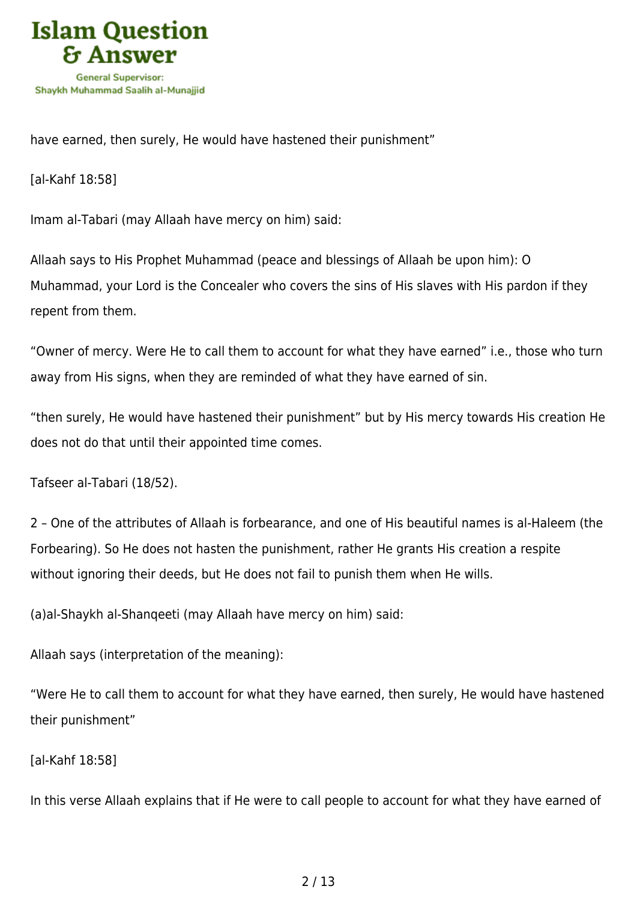have earned, then surely, He would have hastened their punishment”

[al-Kahf 18:58]

Imam al-Tabari (may Allaah have mercy on him) said:

Allaah says to His Prophet Muhammad (peace and blessings of Allaah be upon him): O Muhammad, your Lord is the Concealer who covers the sins of His slaves with His pardon if they repent from them.

“Owner of mercy. Were He to call them to account for what they have earned” i.e., those who turn away from His signs, when they are reminded of what they have earned of sin.

“then surely, He would have hastened their punishment” but by His mercy towards His creation He does not do that until their appointed time comes.

Tafseer al-Tabari (18/52).

2 – One of the attributes of Allaah is forbearance, and one of His beautiful names is al-Haleem (the Forbearing). So He does not hasten the punishment, rather He grants His creation a respite without ignoring their deeds, but He does not fail to punish them when He wills.

(a)al-Shaykh al-Shanqeeti (may Allaah have mercy on him) said:

Allaah says (interpretation of the meaning):

“Were He to call them to account for what they have earned, then surely, He would have hastened their punishment”

[al-Kahf 18:58]

In this verse Allaah explains that if He were to call people to account for what they have earned of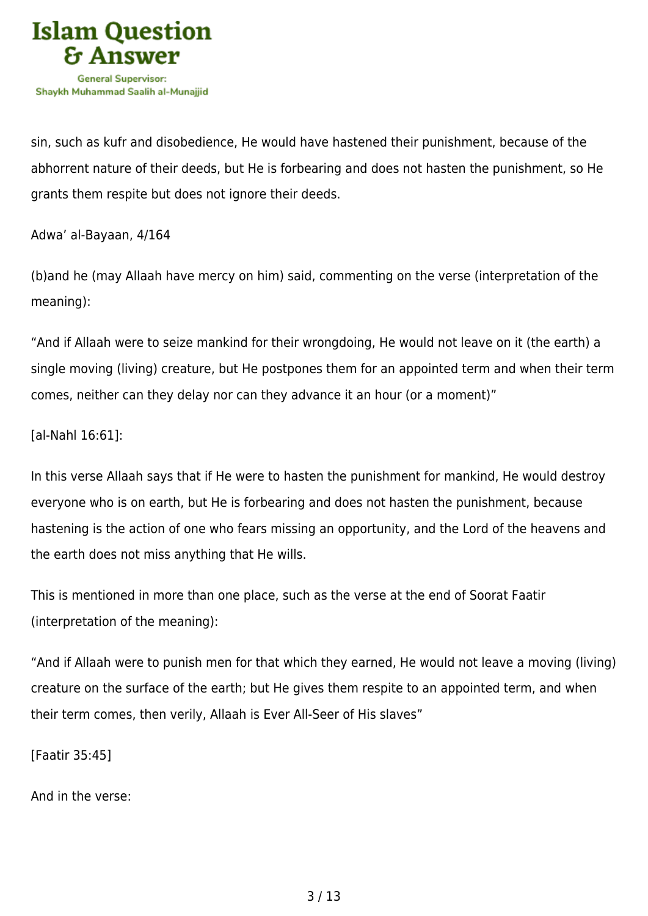sin, such as kufr and disobedience, He would have hastened their punishment, because of the abhorrent nature of their deeds, but He is forbearing and does not hasten the punishment, so He grants them respite but does not ignore their deeds.

Adwa' al-Bayaan, 4/164

(b)and he (may Allaah have mercy on him) said, commenting on the verse (interpretation of the meaning):

"And if Allaah were to seize mankind for their wrongdoing, He would not leave on it (the earth) a single moving (living) creature, but He postpones them for an appointed term and when their term comes, neither can they delay nor can they advance it an hour (or a moment)"

[al-Nahl 16:61]:

In this verse Allaah says that if He were to hasten the punishment for mankind, He would destroy everyone who is on earth, but He is forbearing and does not hasten the punishment, because hastening is the action of one who fears missing an opportunity, and the Lord of the heavens and the earth does not miss anything that He wills.

This is mentioned in more than one place, such as the verse at the end of Soorat Faatir (interpretation of the meaning):

"And if Allaah were to punish men for that which they earned, He would not leave a moving (living) creature on the surface of the earth; but He gives them respite to an appointed term, and when their term comes, then verily, Allaah is Ever All-Seer of His slaves"

[Faatir 35:45]

And in the verse: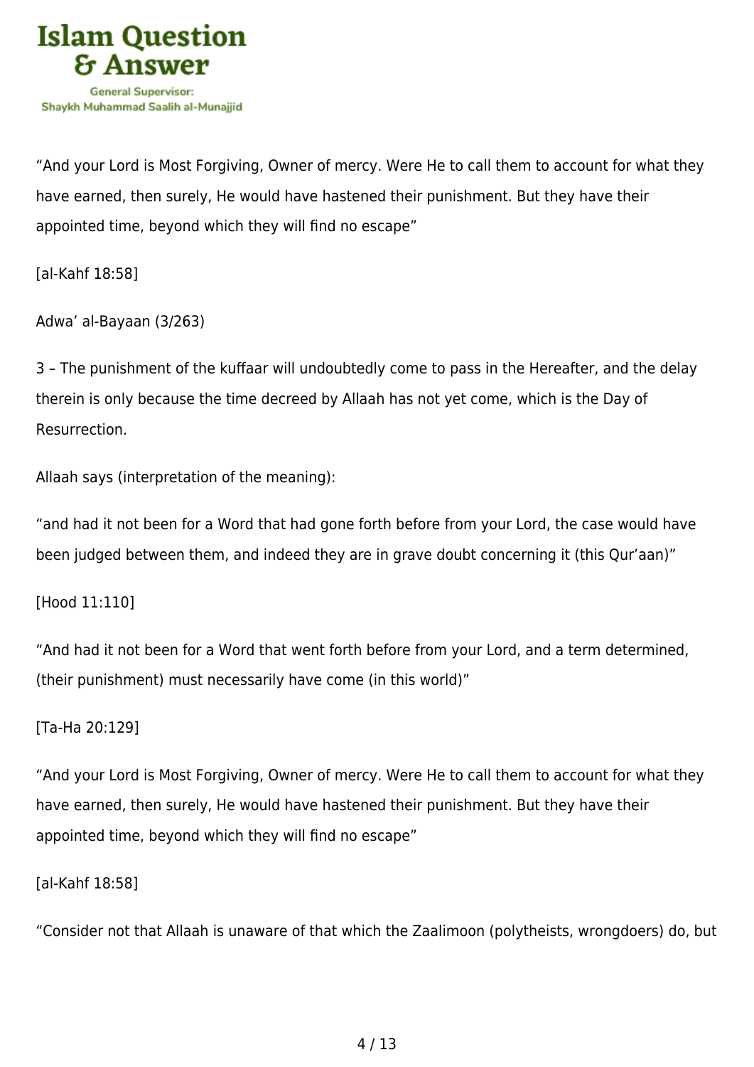"And your Lord is Most Forgiving, Owner of mercy. Were He to call them to account for what they have earned, then surely, He would have hastened their punishment. But they have their appointed time, beyond which they will find no escape"

[al-Kahf 18:58]

Adwa' al-Bayaan (3/263)

3 – The punishment of the kuffaar will undoubtedly come to pass in the Hereafter, and the delay therein is only because the time decreed by Allaah has not yet come, which is the Day of Resurrection.

Allaah says (interpretation of the meaning):

"and had it not been for a Word that had gone forth before from your Lord, the case would have been judged between them, and indeed they are in grave doubt concerning it (this Qur'aan)"

[Hood 11:110]

"And had it not been for a Word that went forth before from your Lord, and a term determined, (their punishment) must necessarily have come (in this world)"

[Ta-Ha 20:129]

"And your Lord is Most Forgiving, Owner of mercy. Were He to call them to account for what they have earned, then surely, He would have hastened their punishment. But they have their appointed time, beyond which they will find no escape"

[al-Kahf 18:58]

"Consider not that Allaah is unaware of that which the Zaalimoon (polytheists, wrongdoers) do, but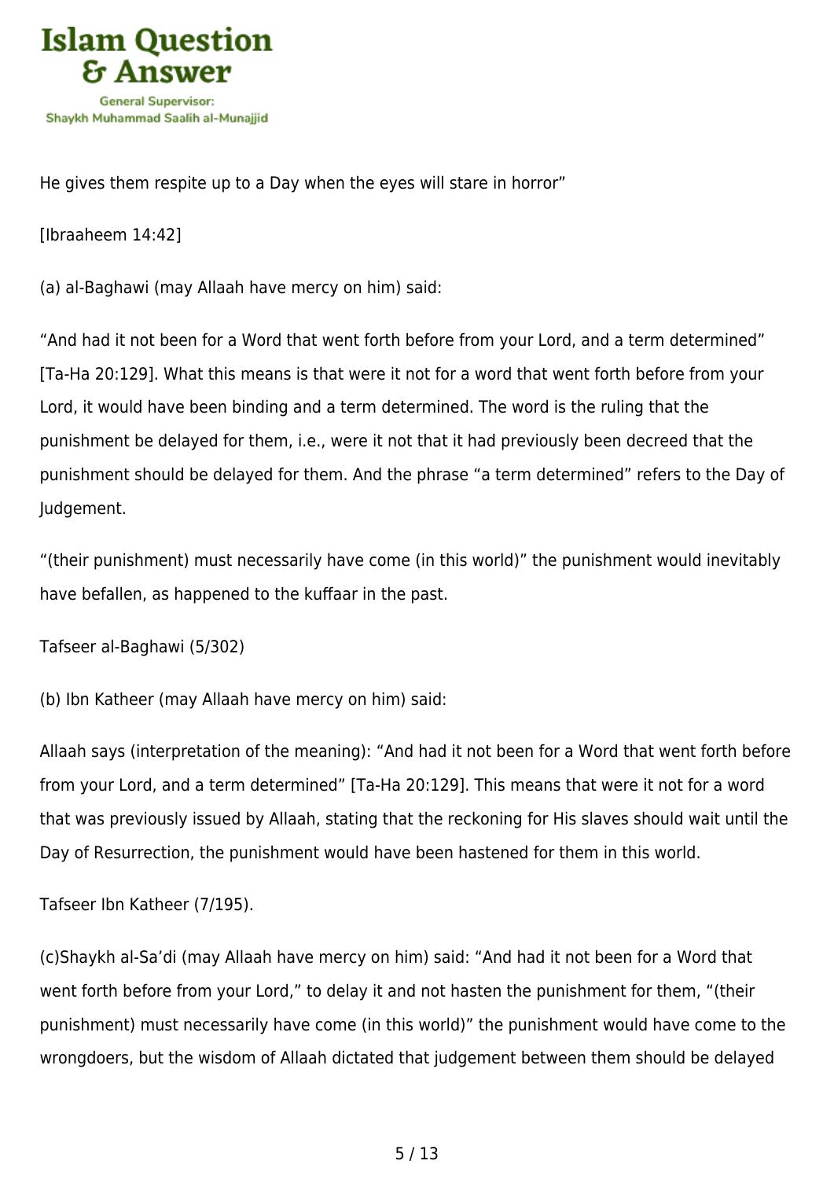He gives them respite up to a Day when the eyes will stare in horror"

[Ibraaheem 14:42]

(a) al-Baghawi (may Allaah have mercy on him) said:

"And had it not been for a Word that went forth before from your Lord, and a term determined" [Ta-Ha 20:129]. What this means is that were it not for a word that went forth before from your Lord, it would have been binding and a term determined. The word is the ruling that the punishment be delayed for them, i.e., were it not that it had previously been decreed that the punishment should be delayed for them. And the phrase "a term determined" refers to the Day of Judgement.

"(their punishment) must necessarily have come (in this world)" the punishment would inevitably have befallen, as happened to the kuffaar in the past.

Tafseer al-Baghawi (5/302)

(b) Ibn Katheer (may Allaah have mercy on him) said:

Allaah says (interpretation of the meaning): "And had it not been for a Word that went forth before from your Lord, and a term determined" [Ta-Ha 20:129]. This means that were it not for a word that was previously issued by Allaah, stating that the reckoning for His slaves should wait until the Day of Resurrection, the punishment would have been hastened for them in this world.

Tafseer Ibn Katheer (7/195).

(c)Shaykh al-Sa'di (may Allaah have mercy on him) said: "And had it not been for a Word that went forth before from your Lord," to delay it and not hasten the punishment for them, "(their punishment) must necessarily have come (in this world)" the punishment would have come to the wrongdoers, but the wisdom of Allaah dictated that judgement between them should be delayed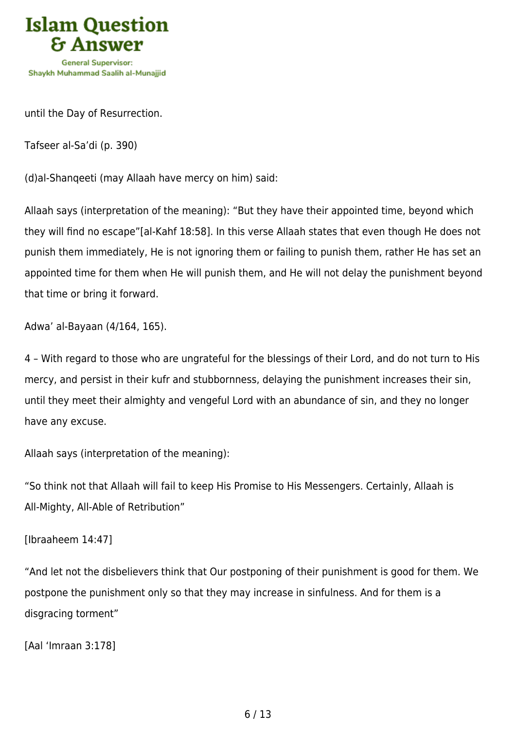until the Day of Resurrection.

Tafseer al-Sa'di (p. 390)

(d)al-Shanqeeti (may Allaah have mercy on him) said:

Allaah says (interpretation of the meaning): "But they have their appointed time, beyond which they will find no escape"[al-Kahf 18:58]. In this verse Allaah states that even though He does not punish them immediately, He is not ignoring them or failing to punish them, rather He has set an appointed time for them when He will punish them, and He will not delay the punishment beyond that time or bring it forward.

Adwa' al-Bayaan (4/164, 165).

4 – With regard to those who are ungrateful for the blessings of their Lord, and do not turn to His mercy, and persist in their kufr and stubbornness, delaying the punishment increases their sin, until they meet their almighty and vengeful Lord with an abundance of sin, and they no longer have any excuse.

Allaah says (interpretation of the meaning):

"So think not that Allaah will fail to keep His Promise to His Messengers. Certainly, Allaah is All-Mighty, All-Able of Retribution"

[Ibraaheem 14:47]

"And let not the disbelievers think that Our postponing of their punishment is good for them. We postpone the punishment only so that they may increase in sinfulness. And for them is a disgracing torment"

[Aal 'Imraan 3:178]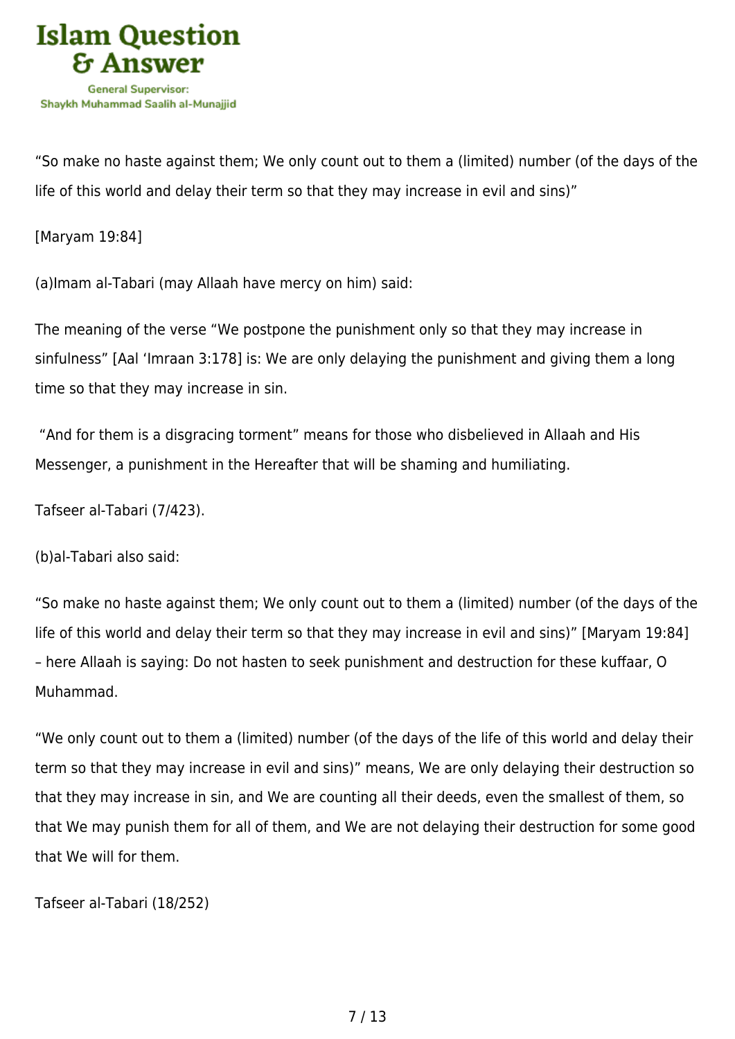“So make no haste against them; We only count out to them a (limited) number (of the days of the life of this world and delay their term so that they may increase in evil and sins)”

[Maryam 19:84]

(a)Imam al-Tabari (may Allaah have mercy on him) said:

The meaning of the verse “We postpone the punishment only so that they may increase in sinfulness” [Aal ‘Imraan 3:178] is: We are only delaying the punishment and giving them a long time so that they may increase in sin.

“And for them is a disgracing torment” means for those who disbelieved in Allaah and His Messenger, a punishment in the Hereafter that will be shaming and humiliating.

Tafseer al-Tabari (7/423).

(b)al-Tabari also said:

“So make no haste against them; We only count out to them a (limited) number (of the days of the life of this world and delay their term so that they may increase in evil and sins)” [Maryam 19:84] – here Allaah is saying: Do not hasten to seek punishment and destruction for these kuffaar, O Muhammad.

“We only count out to them a (limited) number (of the days of the life of this world and delay their term so that they may increase in evil and sins)” means, We are only delaying their destruction so that they may increase in sin, and We are counting all their deeds, even the smallest of them, so that We may punish them for all of them, and We are not delaying their destruction for some good that We will for them.

Tafseer al-Tabari (18/252)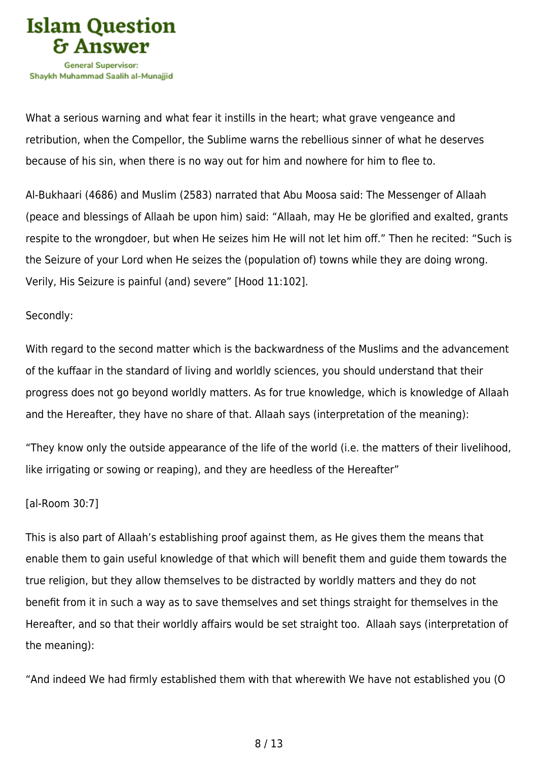What a serious warning and what fear it instills in the heart; what grave vengeance and retribution, when the Compellor, the Sublime warns the rebellious sinner of what he deserves because of his sin, when there is no way out for him and nowhere for him to flee to.

Al-Bukhaari (4686) and Muslim (2583) narrated that Abu Moosa said: The Messenger of Allaah (peace and blessings of Allaah be upon him) said: "Allaah, may He be glorified and exalted, grants respite to the wrongdoer, but when He seizes him He will not let him off." Then he recited: "Such is the Seizure of your Lord when He seizes the (population of) towns while they are doing wrong. Verily, His Seizure is painful (and) severe" [Hood 11:102].

Secondly:

With regard to the second matter which is the backwardness of the Muslims and the advancement of the kuffaar in the standard of living and worldly sciences, you should understand that their progress does not go beyond worldly matters. As for true knowledge, which is knowledge of Allaah and the Hereafter, they have no share of that. Allaah says (interpretation of the meaning):

"They know only the outside appearance of the life of the world (i.e. the matters of their livelihood, like irrigating or sowing or reaping), and they are heedless of the Hereafter"

[al-Room 30:7]

This is also part of Allaah's establishing proof against them, as He gives them the means that enable them to gain useful knowledge of that which will benefit them and guide them towards the true religion, but they allow themselves to be distracted by worldly matters and they do not benefit from it in such a way as to save themselves and set things straight for themselves in the Hereafter, and so that their worldly affairs would be set straight too. Allaah says (interpretation of the meaning):

"And indeed We had firmly established them with that wherewith We have not established you (O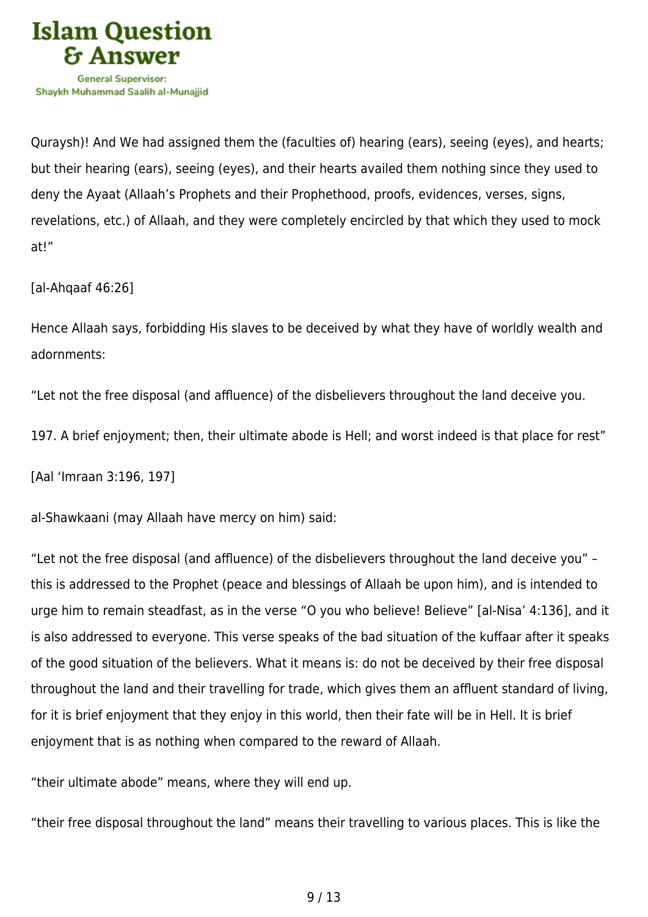Quraysh)! And We had assigned them the (faculties of) hearing (ears), seeing (eyes), and hearts; but their hearing (ears), seeing (eyes), and their hearts availed them nothing since they used to deny the Ayaat (Allaah's Prophets and their Prophethood, proofs, evidences, verses, signs, revelations, etc.) of Allaah, and they were completely encircled by that which they used to mock at!"

[al-Ahqaaf 46:26]

Hence Allaah says, forbidding His slaves to be deceived by what they have of worldly wealth and adornments:

"Let not the free disposal (and affluence) of the disbelievers throughout the land deceive you.

197. A brief enjoyment; then, their ultimate abode is Hell; and worst indeed is that place for rest"

[Aal 'Imraan 3:196, 197]

al-Shawkaani (may Allaah have mercy on him) said:

"Let not the free disposal (and affluence) of the disbelievers throughout the land deceive you" – this is addressed to the Prophet (peace and blessings of Allaah be upon him), and is intended to urge him to remain steadfast, as in the verse "O you who believe! Believe" [al-Nisa' 4:136], and it is also addressed to everyone. This verse speaks of the bad situation of the kuffaar after it speaks of the good situation of the believers. What it means is: do not be deceived by their free disposal throughout the land and their travelling for trade, which gives them an affluent standard of living, for it is brief enjoyment that they enjoy in this world, then their fate will be in Hell. It is brief enjoyment that is as nothing when compared to the reward of Allaah.

"their ultimate abode" means, where they will end up.

"their free disposal throughout the land" means their travelling to various places. This is like the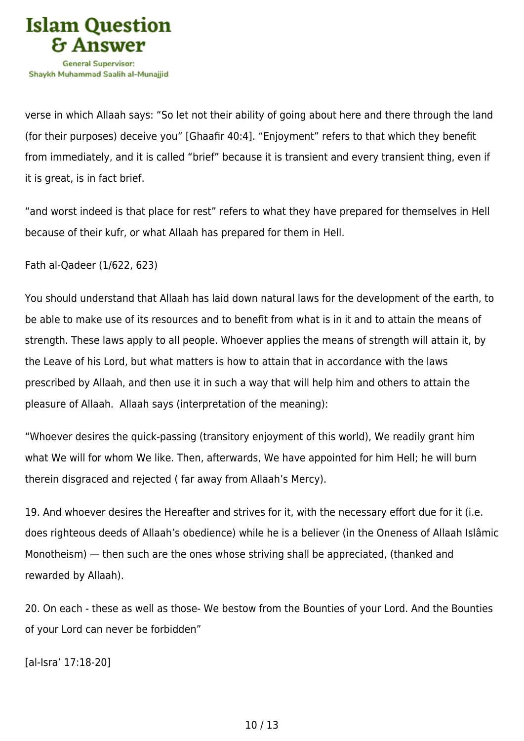verse in which Allaah says: “So let not their ability of going about here and there through the land (for their purposes) deceive you” [Ghaafir 40:4]. “Enjoyment” refers to that which they benefit from immediately, and it is called “brief” because it is transient and every transient thing, even if it is great, is in fact brief.

“and worst indeed is that place for rest” refers to what they have prepared for themselves in Hell because of their kufr, or what Allaah has prepared for them in Hell.

Fath al-Qadeer (1/622, 623)

You should understand that Allaah has laid down natural laws for the development of the earth, to be able to make use of its resources and to benefit from what is in it and to attain the means of strength. These laws apply to all people. Whoever applies the means of strength will attain it, by the Leave of his Lord, but what matters is how to attain that in accordance with the laws prescribed by Allaah, and then use it in such a way that will help him and others to attain the pleasure of Allaah.  Allaah says (interpretation of the meaning):

“Whoever desires the quick-passing (transitory enjoyment of this world), We readily grant him what We will for whom We like. Then, afterwards, We have appointed for him Hell; he will burn therein disgraced and rejected ( far away from Allaah’s Mercy).

19. And whoever desires the Hereafter and strives for it, with the necessary effort due for it (i.e. does righteous deeds of Allaah’s obedience) while he is a believer (in the Oneness of Allaah Islâmic Monotheism) — then such are the ones whose striving shall be appreciated, (thanked and rewarded by Allaah).

20. On each - these as well as those- We bestow from the Bounties of your Lord. And the Bounties of your Lord can never be forbidden”

[al-Isra’ 17:18-20]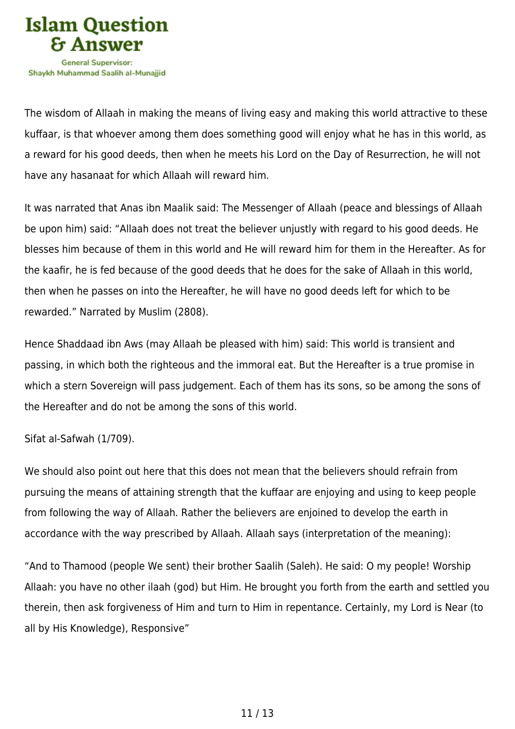The wisdom of Allaah in making the means of living easy and making this world attractive to these kuffaar, is that whoever among them does something good will enjoy what he has in this world, as a reward for his good deeds, then when he meets his Lord on the Day of Resurrection, he will not have any hasanaat for which Allaah will reward him.

It was narrated that Anas ibn Maalik said: The Messenger of Allaah (peace and blessings of Allaah be upon him) said: "Allaah does not treat the believer unjustly with regard to his good deeds. He blesses him because of them in this world and He will reward him for them in the Hereafter. As for the kaafir, he is fed because of the good deeds that he does for the sake of Allaah in this world, then when he passes on into the Hereafter, he will have no good deeds left for which to be rewarded." Narrated by Muslim (2808).

Hence Shaddaad ibn Aws (may Allaah be pleased with him) said: This world is transient and passing, in which both the righteous and the immoral eat. But the Hereafter is a true promise in which a stern Sovereign will pass judgement. Each of them has its sons, so be among the sons of the Hereafter and do not be among the sons of this world.

Sifat al-Safwah (1/709).

We should also point out here that this does not mean that the believers should refrain from pursuing the means of attaining strength that the kuffaar are enjoying and using to keep people from following the way of Allaah. Rather the believers are enjoined to develop the earth in accordance with the way prescribed by Allaah. Allaah says (interpretation of the meaning):

"And to Thamood (people We sent) their brother Saalih (Saleh). He said: O my people! Worship Allaah: you have no other ilaah (god) but Him. He brought you forth from the earth and settled you therein, then ask forgiveness of Him and turn to Him in repentance. Certainly, my Lord is Near (to all by His Knowledge), Responsive"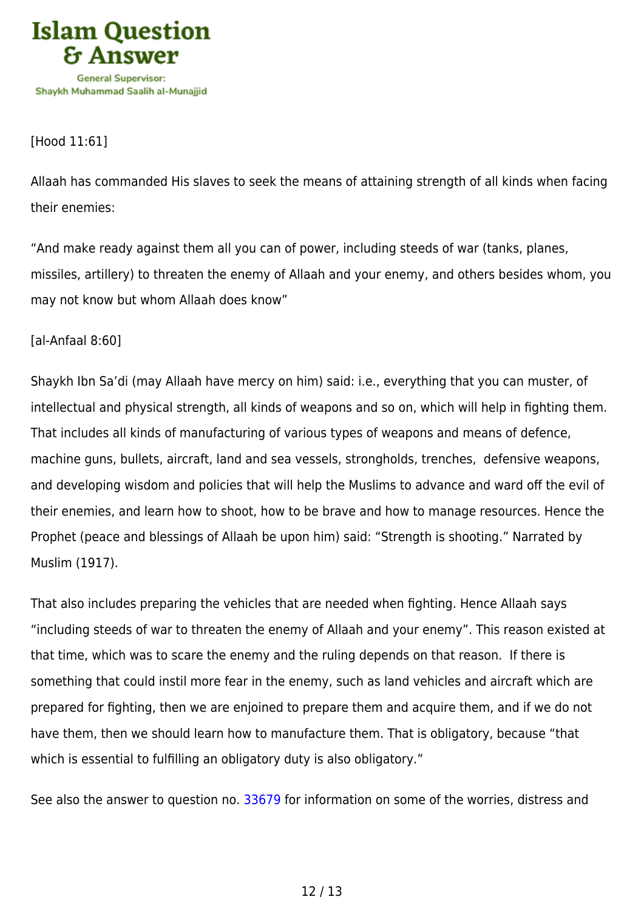[Hood 11:61]

Allaah has commanded His slaves to seek the means of attaining strength of all kinds when facing their enemies:

"And make ready against them all you can of power, including steeds of war (tanks, planes, missiles, artillery) to threaten the enemy of Allaah and your enemy, and others besides whom, you may not know but whom Allaah does know"

[al-Anfaal 8:60]

Shaykh Ibn Sa'di (may Allaah have mercy on him) said: i.e., everything that you can muster, of intellectual and physical strength, all kinds of weapons and so on, which will help in fighting them. That includes all kinds of manufacturing of various types of weapons and means of defence, machine guns, bullets, aircraft, land and sea vessels, strongholds, trenches, defensive weapons, and developing wisdom and policies that will help the Muslims to advance and ward off the evil of their enemies, and learn how to shoot, how to be brave and how to manage resources. Hence the Prophet (peace and blessings of Allaah be upon him) said: "Strength is shooting." Narrated by Muslim (1917).

That also includes preparing the vehicles that are needed when fighting. Hence Allaah says "including steeds of war to threaten the enemy of Allaah and your enemy". This reason existed at that time, which was to scare the enemy and the ruling depends on that reason. If there is something that could instil more fear in the enemy, such as land vehicles and aircraft which are prepared for fighting, then we are enjoined to prepare them and acquire them, and if we do not have them, then we should learn how to manufacture them. That is obligatory, because "that which is essential to fulfilling an obligatory duty is also obligatory."

See also the answer to question no. 33679 for information on some of the worries, distress and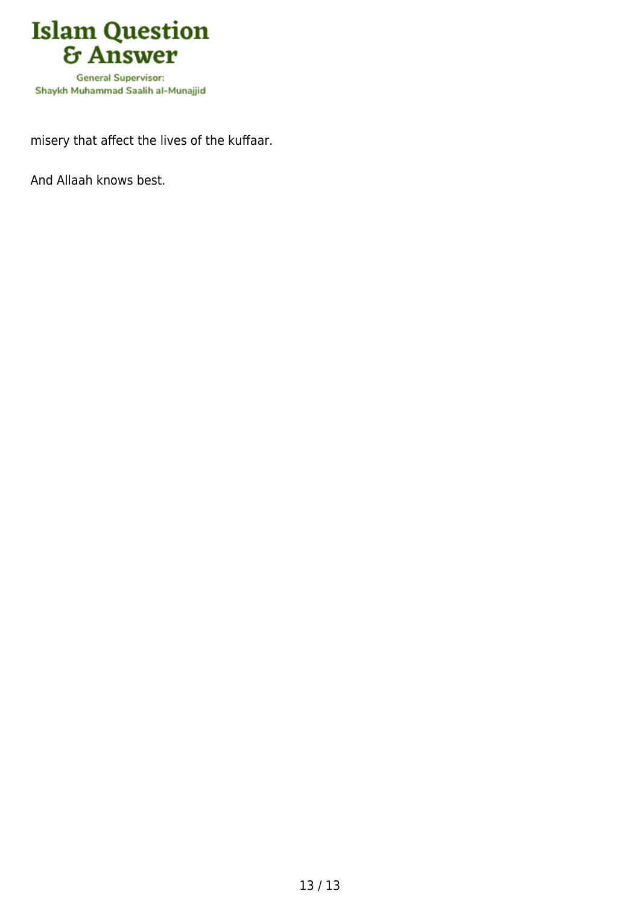misery that affect the lives of the kuffaar.

And Allaah knows best.